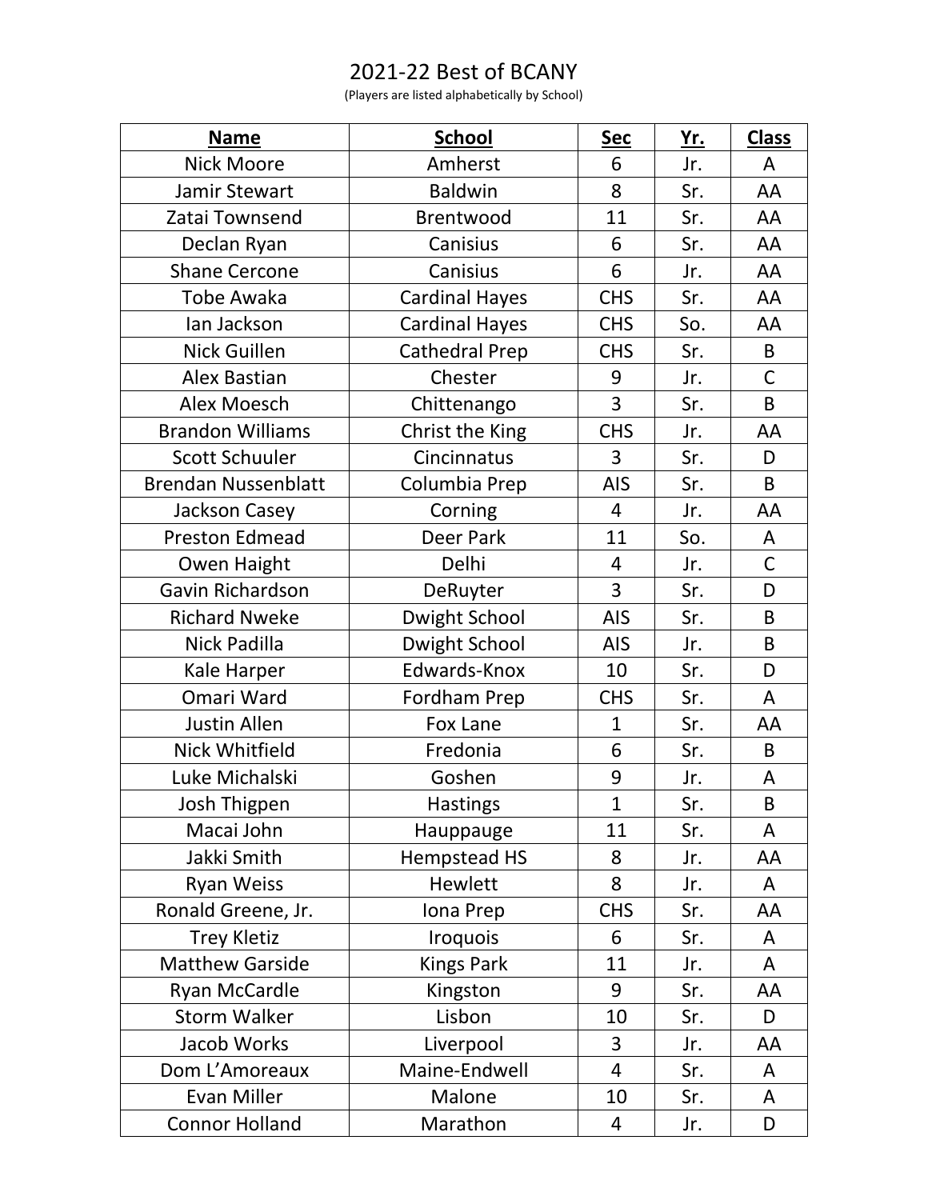# 2021-22 Best of BCANY

(Players are listed alphabetically by School)

| Name | School | Sec | Yr. | Class |
|---|---|---|---|---|
| Nick Moore | Amherst | 6 | Jr. | A |
| Jamir Stewart | Baldwin | 8 | Sr. | AA |
| Zatai Townsend | Brentwood | 11 | Sr. | AA |
| Declan Ryan | Canisius | 6 | Sr. | AA |
| Shane Cercone | Canisius | 6 | Jr. | AA |
| Tobe Awaka | Cardinal Hayes | CHS | Sr. | AA |
| Ian Jackson | Cardinal Hayes | CHS | So. | AA |
| Nick Guillen | Cathedral Prep | CHS | Sr. | B |
| Alex Bastian | Chester | 9 | Jr. | C |
| Alex Moesch | Chittenango | 3 | Sr. | B |
| Brandon Williams | Christ the King | CHS | Jr. | AA |
| Scott Schuuler | Cincinnatus | 3 | Sr. | D |
| Brendan Nussenblatt | Columbia Prep | AIS | Sr. | B |
| Jackson Casey | Corning | 4 | Jr. | AA |
| Preston Edmead | Deer Park | 11 | So. | A |
| Owen Haight | Delhi | 4 | Jr. | C |
| Gavin Richardson | DeRuyter | 3 | Sr. | D |
| Richard Nweke | Dwight School | AIS | Sr. | B |
| Nick Padilla | Dwight School | AIS | Jr. | B |
| Kale Harper | Edwards-Knox | 10 | Sr. | D |
| Omari Ward | Fordham Prep | CHS | Sr. | A |
| Justin Allen | Fox Lane | 1 | Sr. | AA |
| Nick Whitfield | Fredonia | 6 | Sr. | B |
| Luke Michalski | Goshen | 9 | Jr. | A |
| Josh Thigpen | Hastings | 1 | Sr. | B |
| Macai John | Hauppauge | 11 | Sr. | A |
| Jakki Smith | Hempstead HS | 8 | Jr. | AA |
| Ryan Weiss | Hewlett | 8 | Jr. | A |
| Ronald Greene, Jr. | Iona Prep | CHS | Sr. | AA |
| Trey Kletiz | Iroquois | 6 | Sr. | A |
| Matthew Garside | Kings Park | 11 | Jr. | A |
| Ryan McCardle | Kingston | 9 | Sr. | AA |
| Storm Walker | Lisbon | 10 | Sr. | D |
| Jacob Works | Liverpool | 3 | Jr. | AA |
| Dom L'Amoreaux | Maine-Endwell | 4 | Sr. | A |
| Evan Miller | Malone | 10 | Sr. | A |
| Connor Holland | Marathon | 4 | Jr. | D |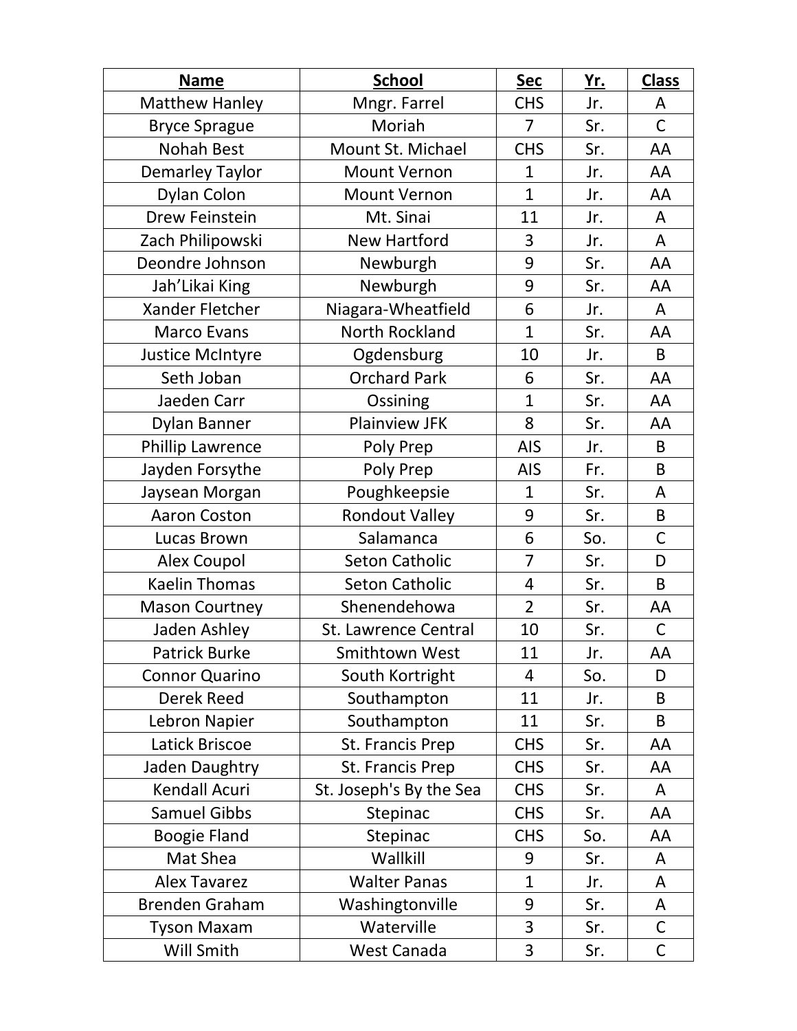| Name | School | Sec | Yr. | Class |
|---|---|---|---|---|
| Matthew Hanley | Mngr. Farrel | CHS | Jr. | A |
| Bryce Sprague | Moriah | 7 | Sr. | C |
| Nohah Best | Mount St. Michael | CHS | Sr. | AA |
| Demarley Taylor | Mount Vernon | 1 | Jr. | AA |
| Dylan Colon | Mount Vernon | 1 | Jr. | AA |
| Drew Feinstein | Mt. Sinai | 11 | Jr. | A |
| Zach Philipowski | New Hartford | 3 | Jr. | A |
| Deondre Johnson | Newburgh | 9 | Sr. | AA |
| Jah'Likai King | Newburgh | 9 | Sr. | AA |
| Xander Fletcher | Niagara-Wheatfield | 6 | Jr. | A |
| Marco Evans | North Rockland | 1 | Sr. | AA |
| Justice McIntyre | Ogdensburg | 10 | Jr. | B |
| Seth Joban | Orchard Park | 6 | Sr. | AA |
| Jaeden Carr | Ossining | 1 | Sr. | AA |
| Dylan Banner | Plainview JFK | 8 | Sr. | AA |
| Phillip Lawrence | Poly Prep | AIS | Jr. | B |
| Jayden Forsythe | Poly Prep | AIS | Fr. | B |
| Jaysean Morgan | Poughkeepsie | 1 | Sr. | A |
| Aaron Coston | Rondout Valley | 9 | Sr. | B |
| Lucas Brown | Salamanca | 6 | So. | C |
| Alex Coupol | Seton Catholic | 7 | Sr. | D |
| Kaelin Thomas | Seton Catholic | 4 | Sr. | B |
| Mason Courtney | Shenendehowa | 2 | Sr. | AA |
| Jaden Ashley | St. Lawrence Central | 10 | Sr. | C |
| Patrick Burke | Smithtown West | 11 | Jr. | AA |
| Connor Quarino | South Kortright | 4 | So. | D |
| Derek Reed | Southampton | 11 | Jr. | B |
| Lebron Napier | Southampton | 11 | Sr. | B |
| Latick Briscoe | St. Francis Prep | CHS | Sr. | AA |
| Jaden Daughtry | St. Francis Prep | CHS | Sr. | AA |
| Kendall Acuri | St. Joseph's By the Sea | CHS | Sr. | A |
| Samuel Gibbs | Stepinac | CHS | Sr. | AA |
| Boogie Fland | Stepinac | CHS | So. | AA |
| Mat Shea | Wallkill | 9 | Sr. | A |
| Alex Tavarez | Walter Panas | 1 | Jr. | A |
| Brenden Graham | Washingtonville | 9 | Sr. | A |
| Tyson Maxam | Waterville | 3 | Sr. | C |
| Will Smith | West Canada | 3 | Sr. | C |